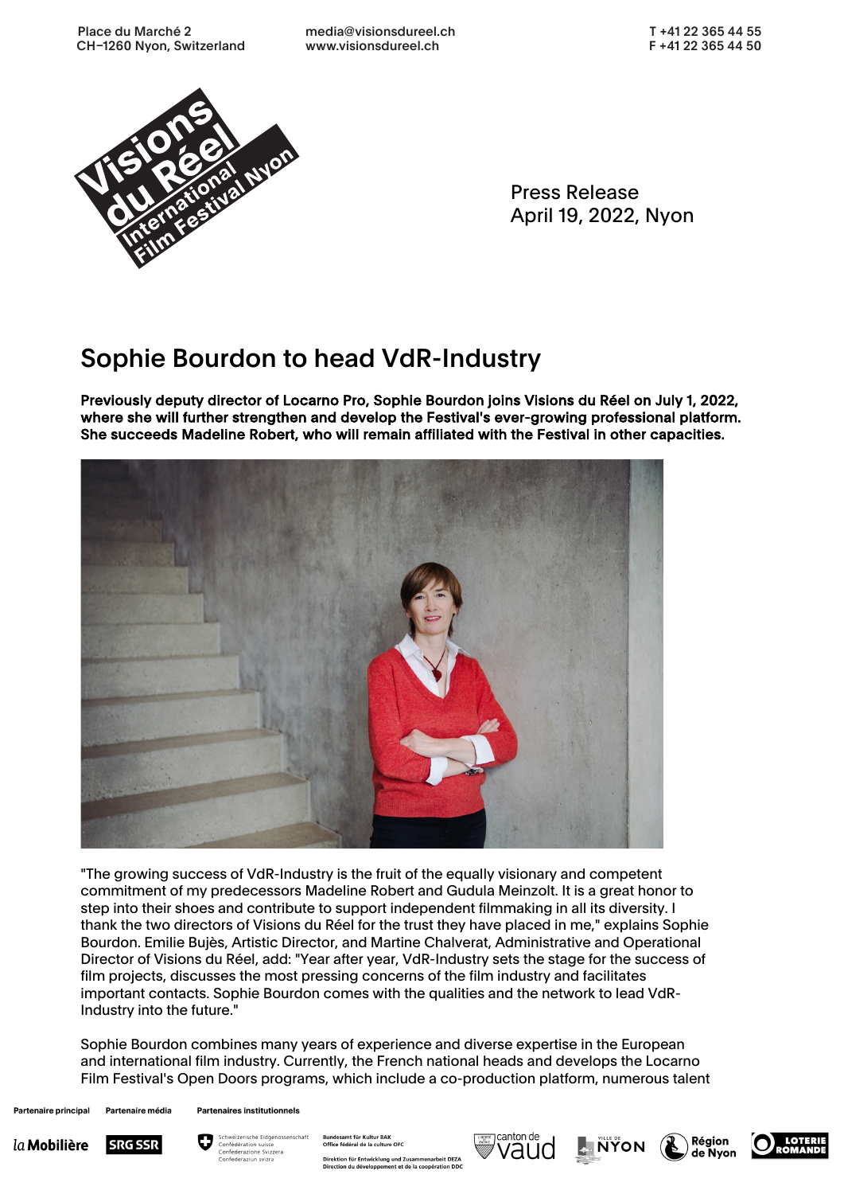Place du Marché 2
CH–1260 Nyon, Switzerland

media@visionsdureel.ch
www.visionsdureel.ch

T +41 22 365 44 55
F +41 22 365 44 50

Press Release
April 19, 2022, Nyon

# Sophie Bourdon to head VdR-Industry

**Previously deputy director of Locarno Pro, Sophie Bourdon joins Visions du Réel on July 1, 2022, where she will further strengthen and develop the Festival's ever-growing professional platform. She succeeds Madeline Robert, who will remain affiliated with the Festival in other capacities.**

"The growing success of VdR-Industry is the fruit of the equally visionary and competent commitment of my predecessors Madeline Robert and Gudula Meinzolt. It is a great honor to step into their shoes and contribute to support independent filmmaking in all its diversity. I thank the two directors of Visions du Réel for the trust they have placed in me," explains Sophie Bourdon. Emilie Bujès, Artistic Director, and Martine Chalverat, Administrative and Operational Director of Visions du Réel, add: "Year after year, VdR-Industry sets the stage for the success of film projects, discusses the most pressing concerns of the film industry and facilitates important contacts. Sophie Bourdon comes with the qualities and the network to lead VdR-Industry into the future."

Sophie Bourdon combines many years of experience and diverse expertise in the European and international film industry. Currently, the French national heads and develops the Locarno Film Festival's Open Doors programs, which include a co-production platform, numerous talent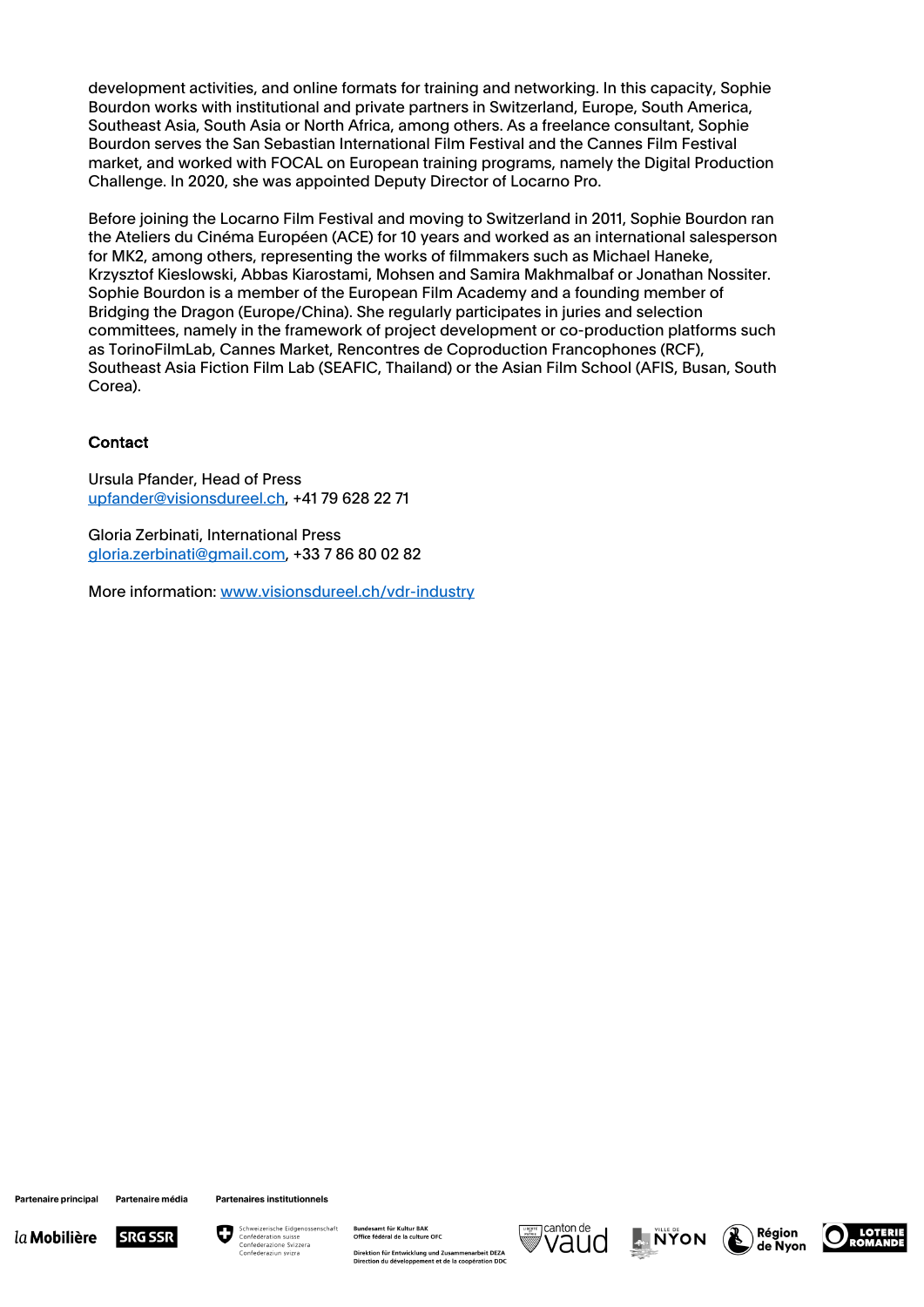development activities, and online formats for training and networking. In this capacity, Sophie Bourdon works with institutional and private partners in Switzerland, Europe, South America, Southeast Asia, South Asia or North Africa, among others. As a freelance consultant, Sophie Bourdon serves the San Sebastian International Film Festival and the Cannes Film Festival market, and worked with FOCAL on European training programs, namely the Digital Production Challenge. In 2020, she was appointed Deputy Director of Locarno Pro.

Before joining the Locarno Film Festival and moving to Switzerland in 2011, Sophie Bourdon ran the Ateliers du Cinéma Européen (ACE) for 10 years and worked as an international salesperson for MK2, among others, representing the works of filmmakers such as Michael Haneke, Krzysztof Kieslowski, Abbas Kiarostami, Mohsen and Samira Makhmalbaf or Jonathan Nossiter. Sophie Bourdon is a member of the European Film Academy and a founding member of Bridging the Dragon (Europe/China). She regularly participates in juries and selection committees, namely in the framework of project development or co-production platforms such as TorinoFilmLab, Cannes Market, Rencontres de Coproduction Francophones (RCF), Southeast Asia Fiction Film Lab (SEAFIC, Thailand) or the Asian Film School (AFIS, Busan, South Corea).

**Contact**

Ursula Pfander, Head of Press
upfander@visionsdureel.ch, +41 79 628 22 71

Gloria Zerbinati, International Press
gloria.zerbinati@gmail.com, +33 7 86 80 02 82

More information: www.visionsdureel.ch/vdr-industry

Partenaire principal | Partenaire média | Partenaires institutionnels

la Mobilière | SRG SSR | Schweizerische Eidgenossenschaft, Confédération suisse, Confederazione Svizzera, Confederaziun svizra | Bundesamt für Kultur BAK, Office fédéral de la culture OFC | Direktion für Entwicklung und Zusammenarbeit DEZA, Direction du développement et de la coopération DDC | canton de vaud | Ville de Nyon | Région de Nyon | Loterie Romande